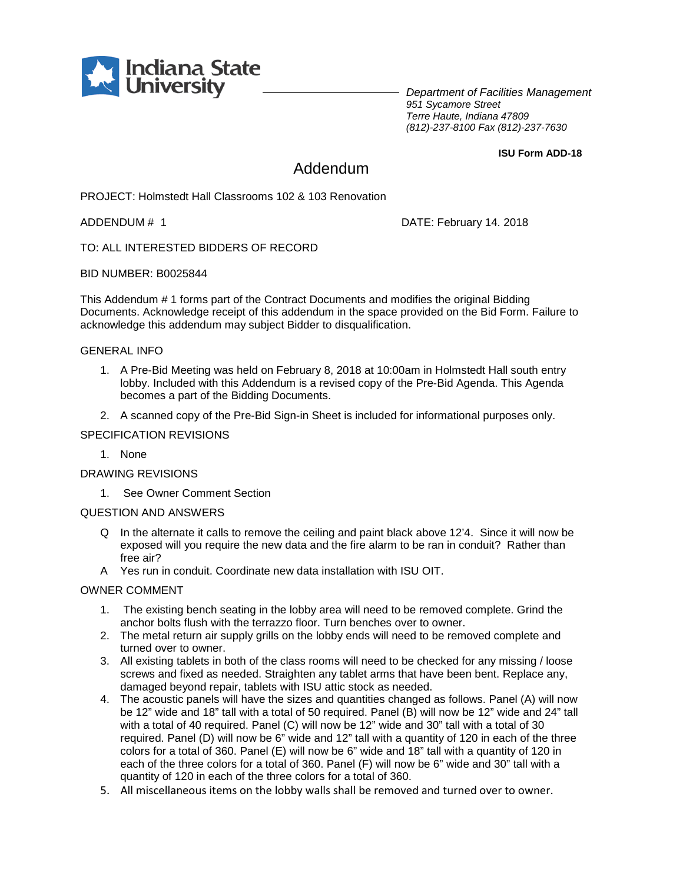Indiana State University

*Department of Facilities Management*
*951 Sycamore Street*
*Terre Haute, Indiana 47809*
*(812)-237-8100 Fax (812)-237-7630*

**ISU Form ADD-18**

# Addendum

PROJECT: Holmstedt Hall Classrooms 102 & 103 Renovation

ADDENDUM # 1

DATE: February 14. 2018

TO: ALL INTERESTED BIDDERS OF RECORD

BID NUMBER: B0025844

This Addendum # 1 forms part of the Contract Documents and modifies the original Bidding Documents. Acknowledge receipt of this addendum in the space provided on the Bid Form. Failure to acknowledge this addendum may subject Bidder to disqualification.

## GENERAL INFO

1. A Pre-Bid Meeting was held on February 8, 2018 at 10:00am in Holmstedt Hall south entry lobby. Included with this Addendum is a revised copy of the Pre-Bid Agenda. This Agenda becomes a part of the Bidding Documents.
2. A scanned copy of the Pre-Bid Sign-in Sheet is included for informational purposes only.

## SPECIFICATION REVISIONS

1. None

## DRAWING REVISIONS

1. See Owner Comment Section

## QUESTION AND ANSWERS

Q In the alternate it calls to remove the ceiling and paint black above 12'4. Since it will now be exposed will you require the new data and the fire alarm to be ran in conduit? Rather than free air?

A Yes run in conduit. Coordinate new data installation with ISU OIT.

## OWNER COMMENT

1. The existing bench seating in the lobby area will need to be removed complete. Grind the anchor bolts flush with the terrazzo floor. Turn benches over to owner.
2. The metal return air supply grills on the lobby ends will need to be removed complete and turned over to owner.
3. All existing tablets in both of the class rooms will need to be checked for any missing / loose screws and fixed as needed. Straighten any tablet arms that have been bent. Replace any, damaged beyond repair, tablets with ISU attic stock as needed.
4. The acoustic panels will have the sizes and quantities changed as follows. Panel (A) will now be 12" wide and 18" tall with a total of 50 required. Panel (B) will now be 12" wide and 24" tall with a total of 40 required. Panel (C) will now be 12" wide and 30" tall with a total of 30 required. Panel (D) will now be 6" wide and 12" tall with a quantity of 120 in each of the three colors for a total of 360. Panel (E) will now be 6" wide and 18" tall with a quantity of 120 in each of the three colors for a total of 360. Panel (F) will now be 6" wide and 30" tall with a quantity of 120 in each of the three colors for a total of 360.
5. All miscellaneous items on the lobby walls shall be removed and turned over to owner.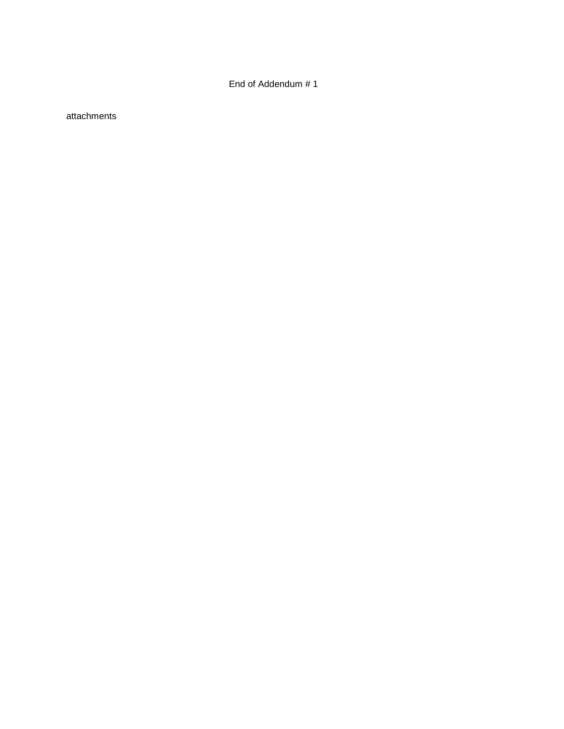End of Addendum # 1

attachments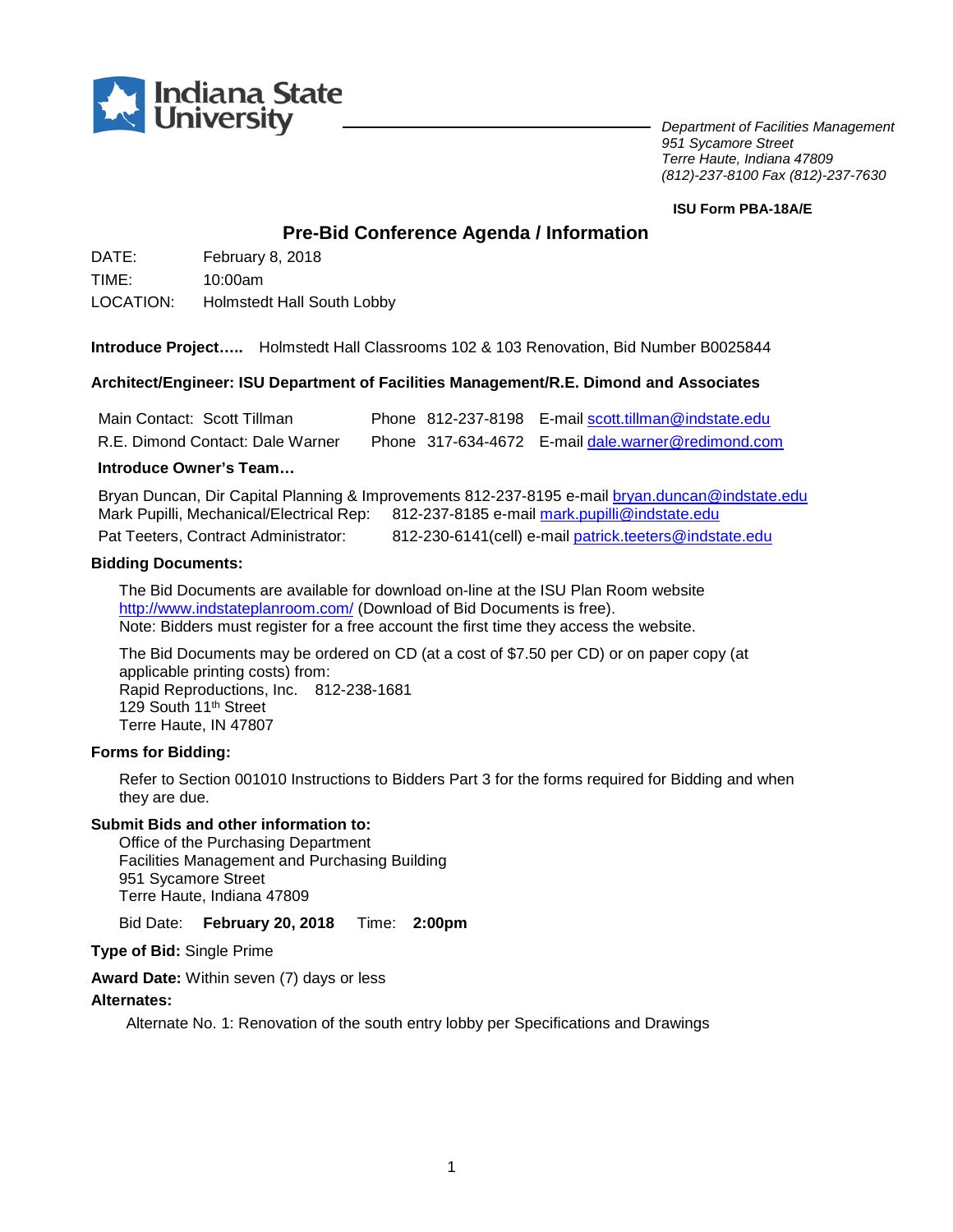Indiana State University

*Department of Facilities Management*
*951 Sycamore Street*
*Terre Haute, Indiana 47809*
*(812)-237-8100 Fax (812)-237-7630*

**ISU Form PBA-18A/E**

# Pre-Bid Conference Agenda / Information

DATE: February 8, 2018
TIME: 10:00am
LOCATION: Holmstedt Hall South Lobby

**Introduce Project…..** Holmstedt Hall Classrooms 102 & 103 Renovation, Bid Number B0025844

**Architect/Engineer: ISU Department of Facilities Management/R.E. Dimond and Associates**

Main Contact: Scott Tillman Phone 812-237-8198 E-mail scott.tillman@indstate.edu
R.E. Dimond Contact: Dale Warner Phone 317-634-4672 E-mail dale.warner@redimond.com

**Introduce Owner's Team…**

Bryan Duncan, Dir Capital Planning & Improvements 812-237-8195 e-mail bryan.duncan@indstate.edu
Mark Pupilli, Mechanical/Electrical Rep: 812-237-8185 e-mail mark.pupilli@indstate.edu
Pat Teeters, Contract Administrator: 812-230-6141(cell) e-mail patrick.teeters@indstate.edu

**Bidding Documents:**

The Bid Documents are available for download on-line at the ISU Plan Room website http://www.indstateplanroom.com/ (Download of Bid Documents is free).
Note: Bidders must register for a free account the first time they access the website.

The Bid Documents may be ordered on CD (at a cost of $7.50 per CD) or on paper copy (at applicable printing costs) from:
Rapid Reproductions, Inc. 812-238-1681
129 South 11th Street
Terre Haute, IN 47807

**Forms for Bidding:**

Refer to Section 001010 Instructions to Bidders Part 3 for the forms required for Bidding and when they are due.

**Submit Bids and other information to:**
Office of the Purchasing Department
Facilities Management and Purchasing Building
951 Sycamore Street
Terre Haute, Indiana 47809

Bid Date: **February 20, 2018** Time: **2:00pm**

**Type of Bid:** Single Prime

**Award Date:** Within seven (7) days or less

**Alternates:**

Alternate No. 1: Renovation of the south entry lobby per Specifications and Drawings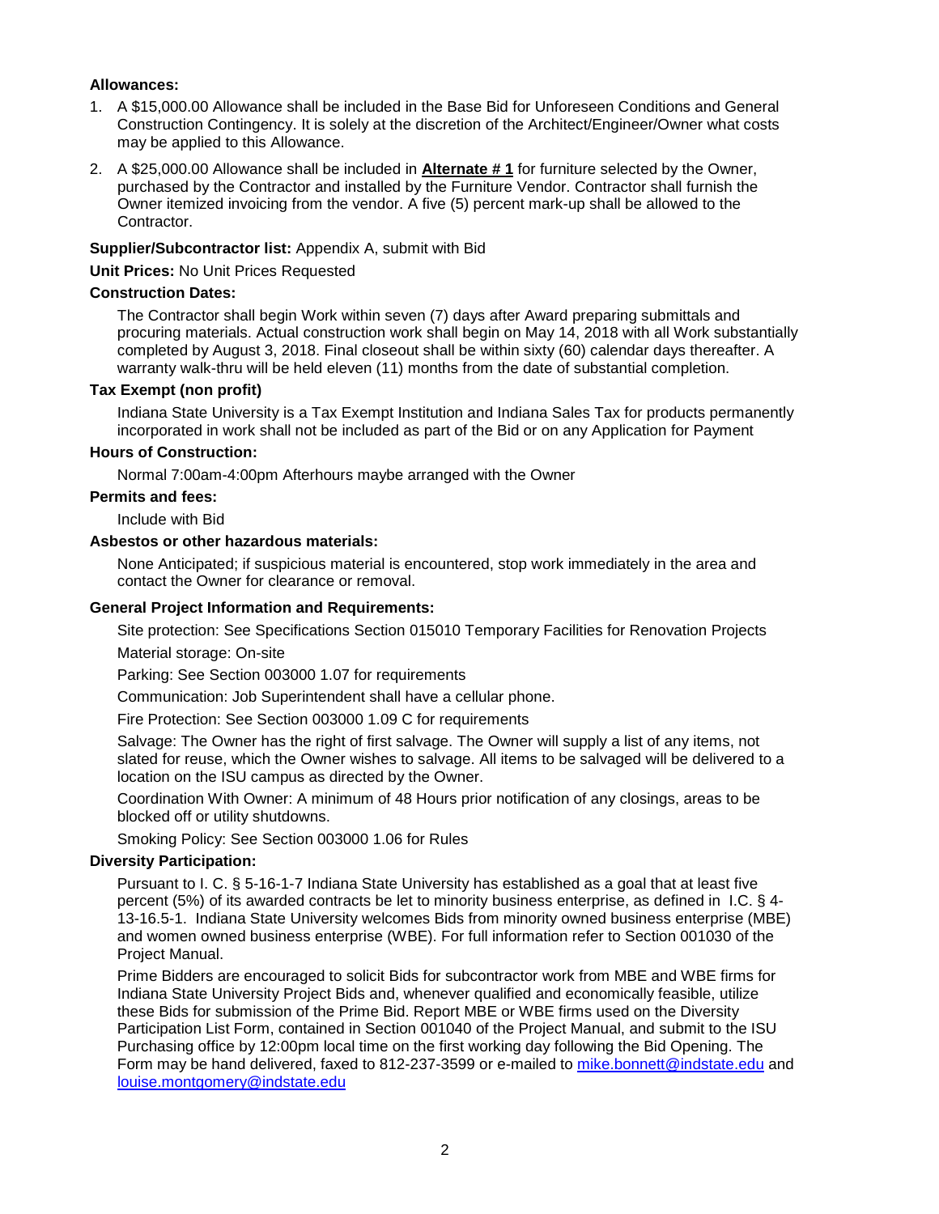**Allowances:**

1. A $15,000.00 Allowance shall be included in the Base Bid for Unforeseen Conditions and General Construction Contingency. It is solely at the discretion of the Architect/Engineer/Owner what costs may be applied to this Allowance.
2. A $25,000.00 Allowance shall be included in **Alternate # 1** for furniture selected by the Owner, purchased by the Contractor and installed by the Furniture Vendor. Contractor shall furnish the Owner itemized invoicing from the vendor. A five (5) percent mark-up shall be allowed to the Contractor.

**Supplier/Subcontractor list:** Appendix A, submit with Bid

**Unit Prices:** No Unit Prices Requested

**Construction Dates:**

The Contractor shall begin Work within seven (7) days after Award preparing submittals and procuring materials. Actual construction work shall begin on May 14, 2018 with all Work substantially completed by August 3, 2018. Final closeout shall be within sixty (60) calendar days thereafter. A warranty walk-thru will be held eleven (11) months from the date of substantial completion.

**Tax Exempt (non profit)**

Indiana State University is a Tax Exempt Institution and Indiana Sales Tax for products permanently incorporated in work shall not be included as part of the Bid or on any Application for Payment

**Hours of Construction:**

Normal 7:00am-4:00pm Afterhours maybe arranged with the Owner

**Permits and fees:**

Include with Bid

**Asbestos or other hazardous materials:**

None Anticipated; if suspicious material is encountered, stop work immediately in the area and contact the Owner for clearance or removal.

**General Project Information and Requirements:**

Site protection: See Specifications Section 015010 Temporary Facilities for Renovation Projects

Material storage: On-site

Parking: See Section 003000 1.07 for requirements

Communication: Job Superintendent shall have a cellular phone.

Fire Protection: See Section 003000 1.09 C for requirements

Salvage: The Owner has the right of first salvage. The Owner will supply a list of any items, not slated for reuse, which the Owner wishes to salvage. All items to be salvaged will be delivered to a location on the ISU campus as directed by the Owner.

Coordination With Owner: A minimum of 48 Hours prior notification of any closings, areas to be blocked off or utility shutdowns.

Smoking Policy: See Section 003000 1.06 for Rules

**Diversity Participation:**

Pursuant to I. C. § 5-16-1-7 Indiana State University has established as a goal that at least five percent (5%) of its awarded contracts be let to minority business enterprise, as defined in I.C. § 4-13-16.5-1. Indiana State University welcomes Bids from minority owned business enterprise (MBE) and women owned business enterprise (WBE). For full information refer to Section 001030 of the Project Manual.

Prime Bidders are encouraged to solicit Bids for subcontractor work from MBE and WBE firms for Indiana State University Project Bids and, whenever qualified and economically feasible, utilize these Bids for submission of the Prime Bid. Report MBE or WBE firms used on the Diversity Participation List Form, contained in Section 001040 of the Project Manual, and submit to the ISU Purchasing office by 12:00pm local time on the first working day following the Bid Opening. The Form may be hand delivered, faxed to 812-237-3599 or e-mailed to mike.bonnett@indstate.edu and louise.montgomery@indstate.edu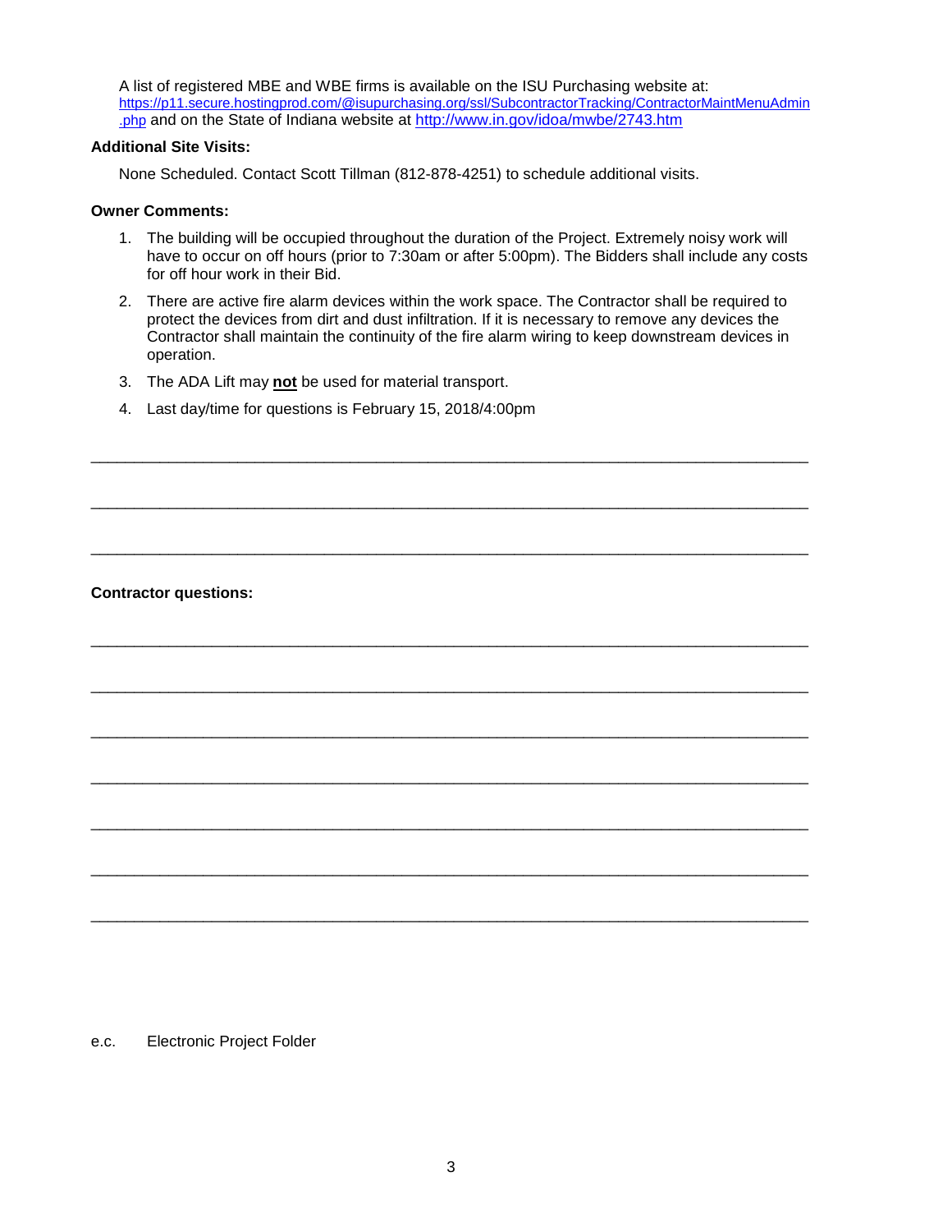A list of registered MBE and WBE firms is available on the ISU Purchasing website at: https://p11.secure.hostingprod.com/@isupurchasing.org/ssl/SubcontractorTracking/ContractorMaintMenuAdmin.php and on the State of Indiana website at http://www.in.gov/idoa/mwbe/2743.htm

**Additional Site Visits:**

None Scheduled. Contact Scott Tillman (812-878-4251) to schedule additional visits.

**Owner Comments:**

1. The building will be occupied throughout the duration of the Project. Extremely noisy work will have to occur on off hours (prior to 7:30am or after 5:00pm). The Bidders shall include any costs for off hour work in their Bid.
2. There are active fire alarm devices within the work space. The Contractor shall be required to protect the devices from dirt and dust infiltration. If it is necessary to remove any devices the Contractor shall maintain the continuity of the fire alarm wiring to keep downstream devices in operation.
3. The ADA Lift may **not** be used for material transport.
4. Last day/time for questions is February 15, 2018/4:00pm

___________________________________________________________________________

___________________________________________________________________________

___________________________________________________________________________

**Contractor questions:**

___________________________________________________________________________

___________________________________________________________________________

___________________________________________________________________________

___________________________________________________________________________

___________________________________________________________________________

___________________________________________________________________________

___________________________________________________________________________

e.c. Electronic Project Folder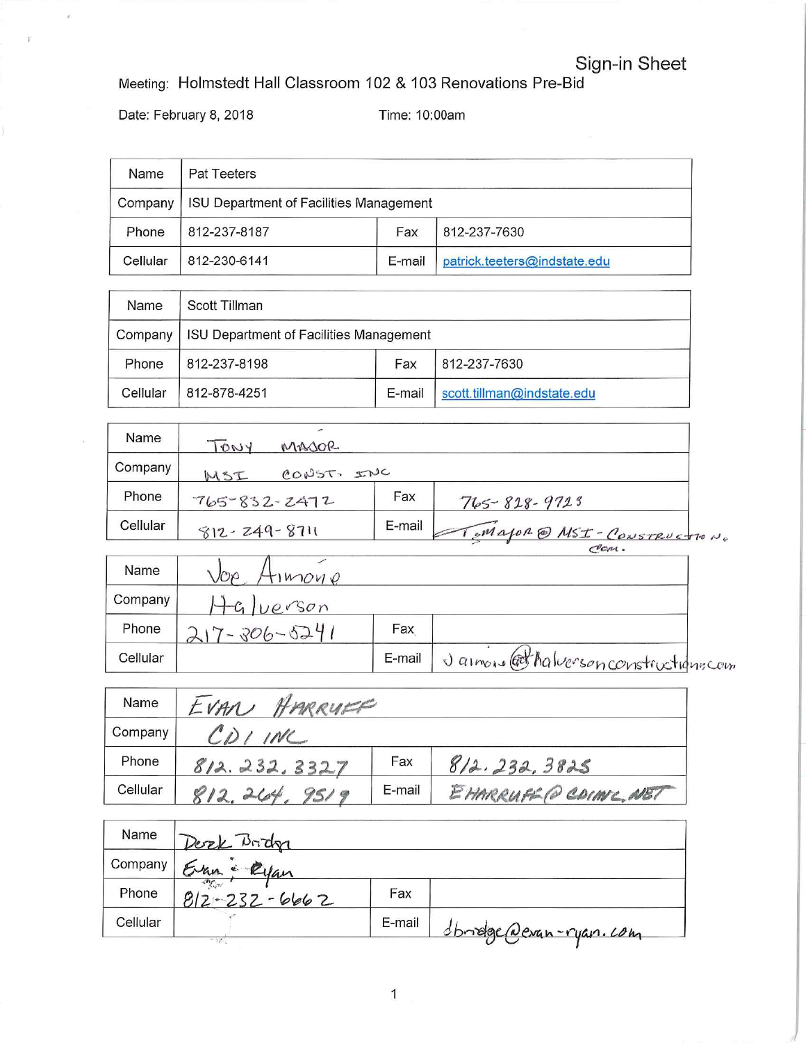Sign-in Sheet

Meeting: Holmstedt Hall Classroom 102 & 103 Renovations Pre-Bid

Date: February 8, 2018 Time: 10:00am

| Name | Pat Teeters | | |
|---|---|---|---|
| Company | ISU Department of Facilities Management | | |
| Phone | 812-237-8187 | Fax | 812-237-7630 |
| Cellular | 812-230-6141 | E-mail | patrick.teeters@indstate.edu |

| Name | Scott Tillman | | |
|---|---|---|---|
| Company | ISU Department of Facilities Management | | |
| Phone | 812-237-8198 | Fax | 812-237-7630 |
| Cellular | 812-878-4251 | E-mail | scott.tillman@indstate.edu |

| Name | TONY MAJOR | | |
|---|---|---|---|
| Company | MSI CONST. INC | | |
| Phone | 765-832-2472 | Fax | 765-828-9723 |
| Cellular | 812-249-8711 | E-mail | T.Major@MSI-CONSTRUCTION.com |

| Name | Joe Aimone | | |
|---|---|---|---|
| Company | Halverson | | |
| Phone | 217-306-5241 | Fax | |
| Cellular | | E-mail | jaimone@halversonconstruction.com |

| Name | EVAN HARRUFF | | |
|---|---|---|---|
| Company | CDI INC | | |
| Phone | 812.232.3327 | Fax | 812.232.3825 |
| Cellular | 812.264.9519 | E-mail | EHARRUFF@CDIINC.NET |

| Name | Derek Bridge | | |
|---|---|---|---|
| Company | Evan & Ryan | | |
| Phone | 812-232-6662 | Fax | |
| Cellular | | E-mail | dbridge@evan-ryan.com |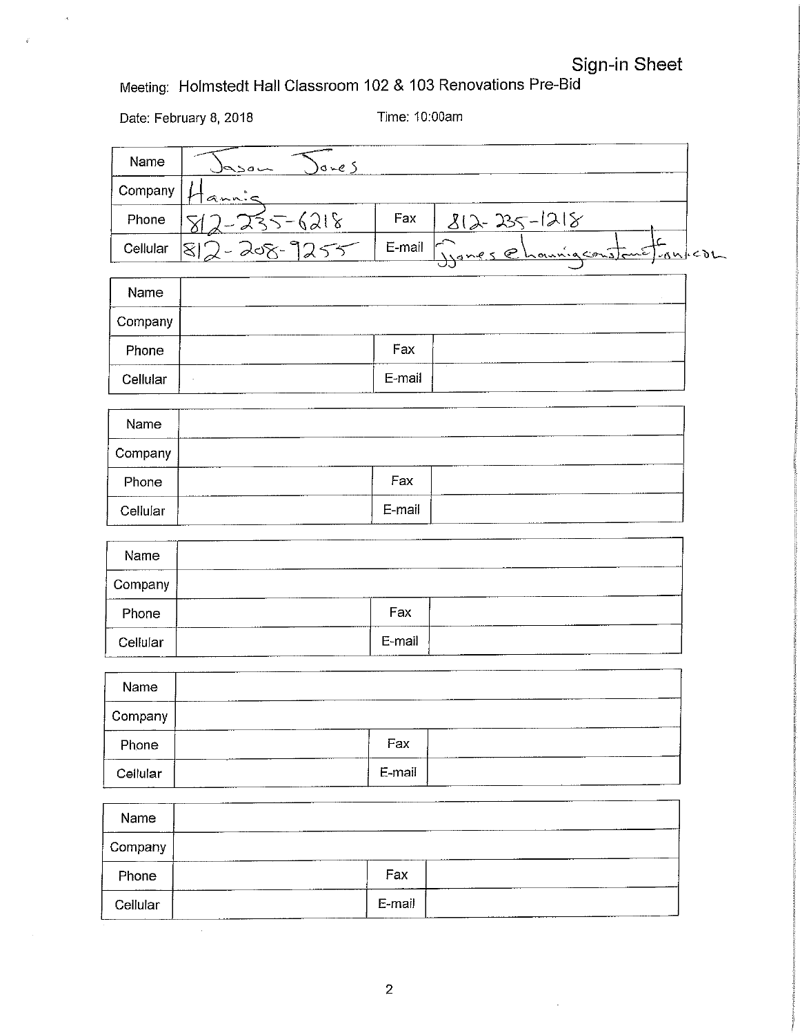# Sign-in Sheet

Meeting: Holmstedt Hall Classroom 102 & 103 Renovations Pre-Bid

Date: February 8, 2018 Time: 10:00am

| | | | |
|---|---|---|---|
| Name | Jason Jones | | |
| Company | Hannig | | |
| Phone | 812-235-6218 | Fax | 812-235-1218 |
| Cellular | 812-208-9255 | E-mail | jjones@hannigconstruction.com |

| | | | |
|---|---|---|---|
| Name | | | |
| Company | | | |
| Phone | | Fax | |
| Cellular | | E-mail | |

| | | | |
|---|---|---|---|
| Name | | | |
| Company | | | |
| Phone | | Fax | |
| Cellular | | E-mail | |

| | | | |
|---|---|---|---|
| Name | | | |
| Company | | | |
| Phone | | Fax | |
| Cellular | | E-mail | |

| | | | |
|---|---|---|---|
| Name | | | |
| Company | | | |
| Phone | | Fax | |
| Cellular | | E-mail | |

| | | | |
|---|---|---|---|
| Name | | | |
| Company | | | |
| Phone | | Fax | |
| Cellular | | E-mail | |